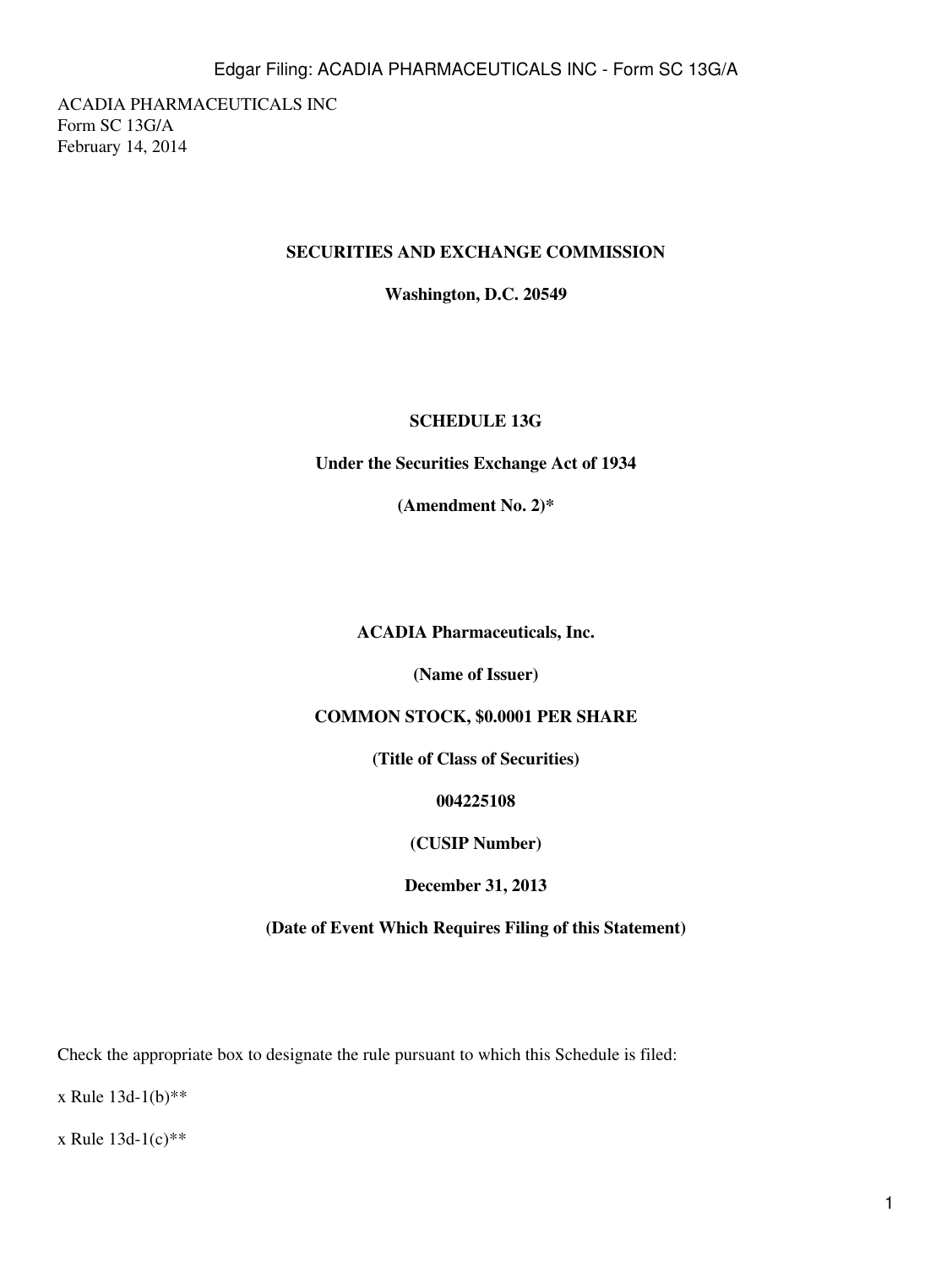ACADIA PHARMACEUTICALS INC
Form SC 13G/A
February 14, 2014

**SECURITIES AND EXCHANGE COMMISSION**

**Washington, D.C. 20549**

**SCHEDULE 13G**

**Under the Securities Exchange Act of 1934**

**(Amendment No. 2)***

**ACADIA Pharmaceuticals, Inc.**

**(Name of Issuer)**

**COMMON STOCK, $0.0001 PER SHARE**

**(Title of Class of Securities)**

**004225108**

**(CUSIP Number)**

**December 31, 2013**

**(Date of Event Which Requires Filing of this Statement)**

Check the appropriate box to designate the rule pursuant to which this Schedule is filed:

x Rule 13d-1(b)**

x Rule 13d-1(c)**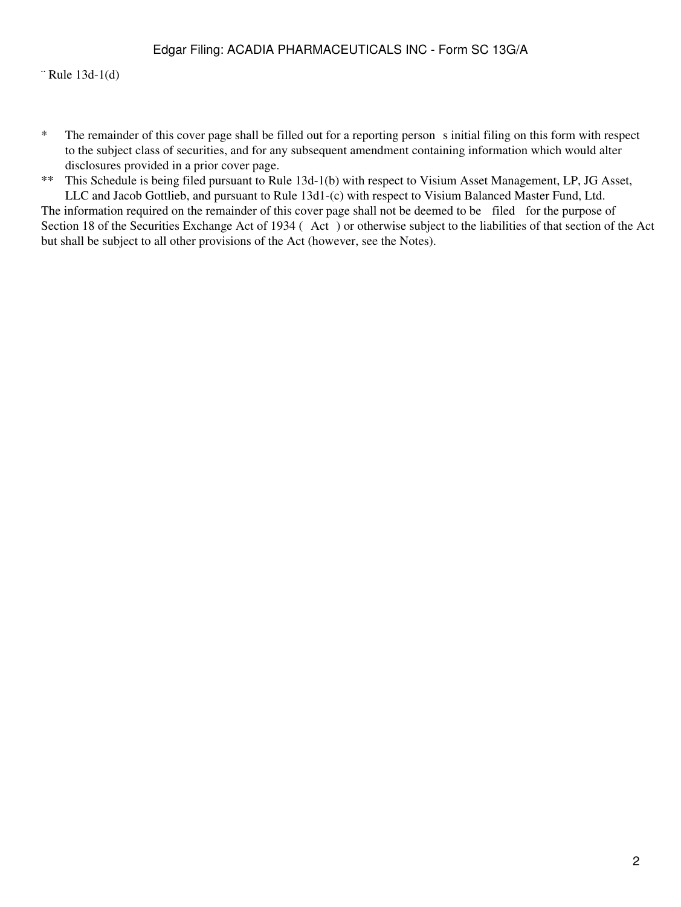¨ Rule 13d-1(d)

\* The remainder of this cover page shall be filled out for a reporting person s initial filing on this form with respect to the subject class of securities, and for any subsequent amendment containing information which would alter disclosures provided in a prior cover page.

\*\* This Schedule is being filed pursuant to Rule 13d-1(b) with respect to Visium Asset Management, LP, JG Asset, LLC and Jacob Gottlieb, and pursuant to Rule 13d1-(c) with respect to Visium Balanced Master Fund, Ltd.

The information required on the remainder of this cover page shall not be deemed to be filed for the purpose of Section 18 of the Securities Exchange Act of 1934 ( Act ) or otherwise subject to the liabilities of that section of the Act but shall be subject to all other provisions of the Act (however, see the Notes).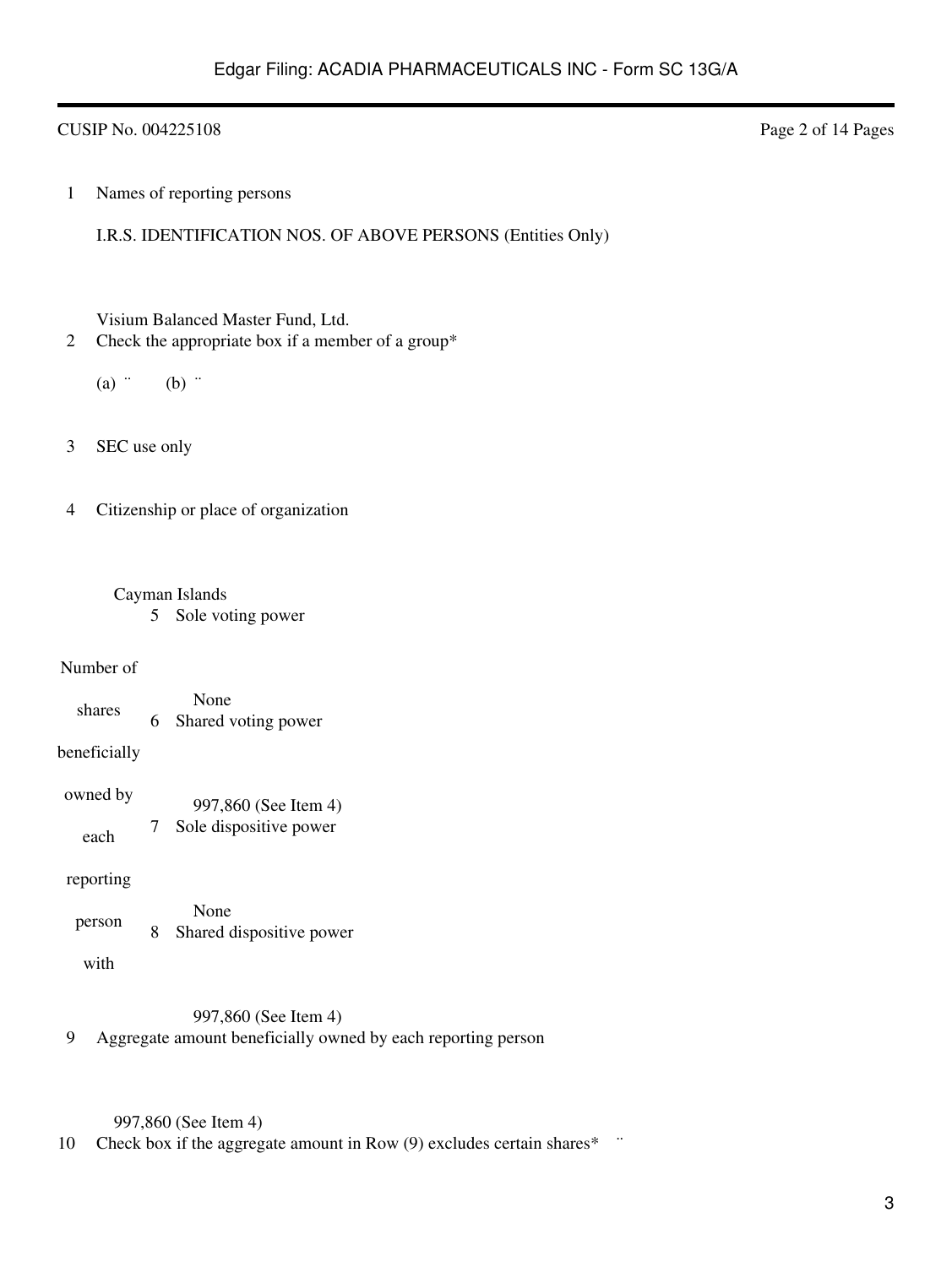CUSIP No. 004225108

| | | |
|---|---|---|
| 1 | Names of reporting persons<br><br>I.R.S. IDENTIFICATION NOS. OF ABOVE PERSONS (Entities Only)<br><br>Visium Balanced Master Fund, Ltd. | |
| 2 | Check the appropriate box if a member of a group*<br><br>(a) ¨ (b) ¨ | |
| 3 | SEC use only | |
| 4 | Citizenship or place of organization<br><br>Cayman Islands | |

| Number of shares beneficially owned by each reporting person with | | |
|---|---|---|
| | 5 | Sole voting power<br><br>None |
| | 6 | Shared voting power<br><br>997,860 (See Item 4) |
| | 7 | Sole dispositive power<br><br>None |
| | 8 | Shared dispositive power<br><br>997,860 (See Item 4) |

| | |
|---|---|
| 9 | Aggregate amount beneficially owned by each reporting person<br><br>997,860 (See Item 4) |
| 10 | Check box if the aggregate amount in Row (9) excludes certain shares* ¨ |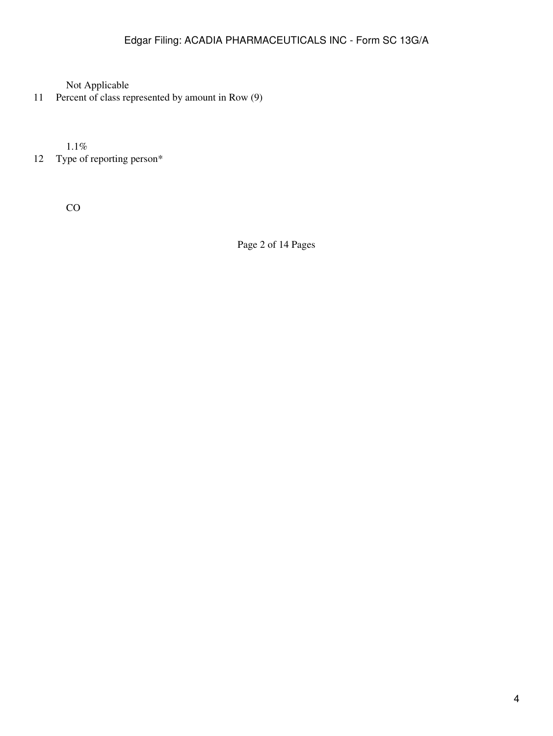Not Applicable

11 Percent of class represented by amount in Row (9)

1.1%

12 Type of reporting person*

CO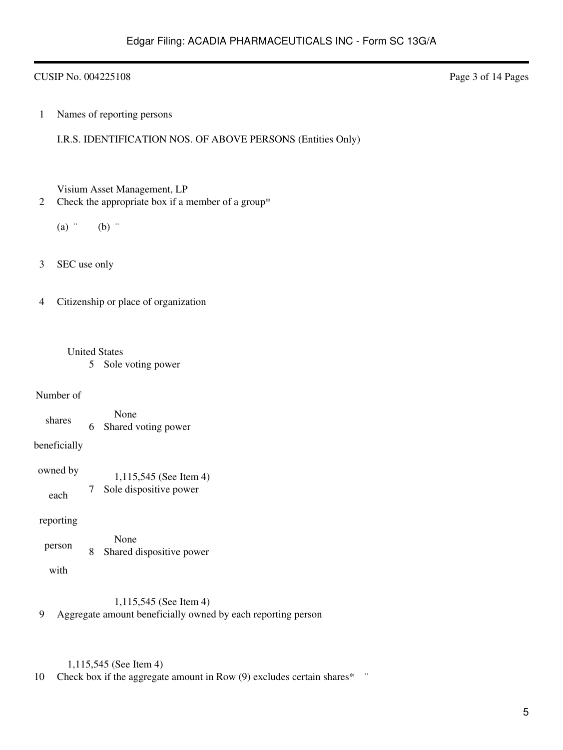CUSIP No. 004225108

| | | |
|---|---|---|
| 1 | Names of reporting persons<br><br>I.R.S. IDENTIFICATION NOS. OF ABOVE PERSONS (Entities Only)<br><br>Visium Asset Management, LP | |
| 2 | Check the appropriate box if a member of a group*<br><br>(a) ¨ (b) ¨ | |
| 3 | SEC use only | |
| 4 | Citizenship or place of organization<br><br>United States | |

| Number of shares beneficially owned by each reporting person with | | |
|---|---|---|
| | 5 | Sole voting power<br><br>None |
| | 6 | Shared voting power<br><br>1,115,545 (See Item 4) |
| | 7 | Sole dispositive power<br><br>None |
| | 8 | Shared dispositive power<br><br>1,115,545 (See Item 4) |

| | | |
|---|---|---|
| 9 | Aggregate amount beneficially owned by each reporting person<br><br>1,115,545 (See Item 4) | |
| 10 | Check box if the aggregate amount in Row (9) excludes certain shares* ¨ | |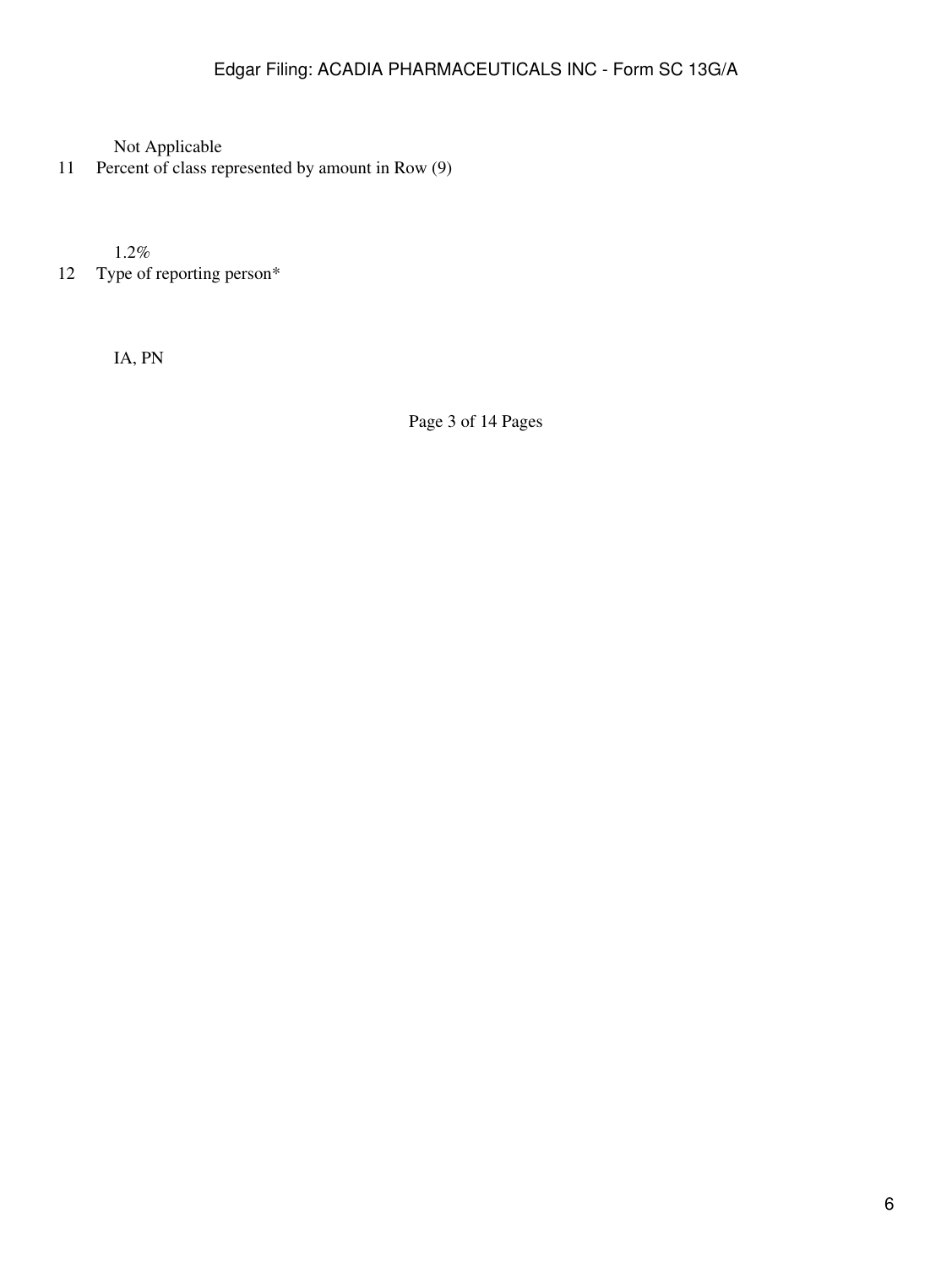Not Applicable

11 Percent of class represented by amount in Row (9)

1.2%

12 Type of reporting person*

IA, PN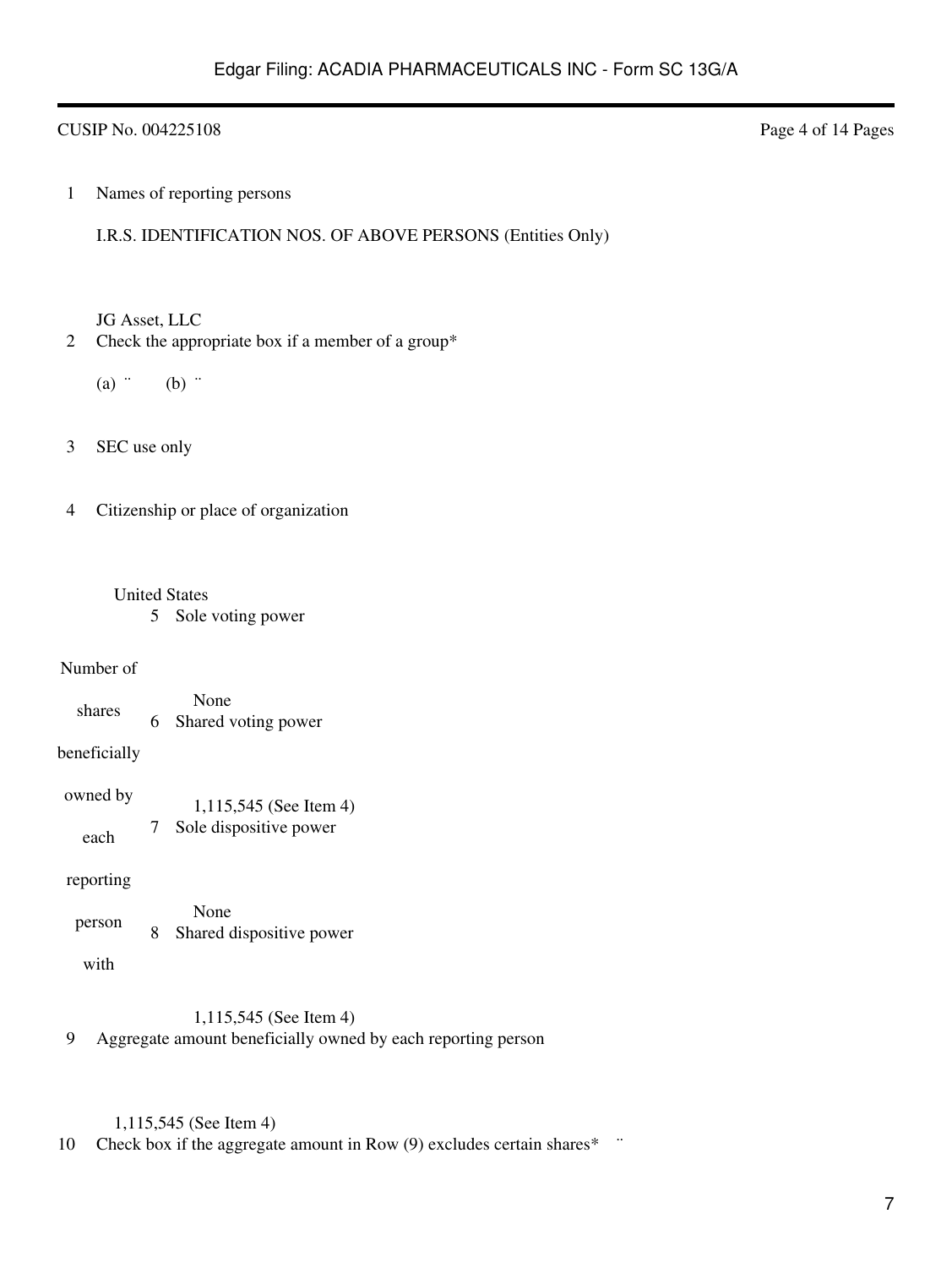CUSIP No. 004225108

| | | | |
|---|---|---|---|
| 1 | Names of reporting persons<br><br>I.R.S. IDENTIFICATION NOS. OF ABOVE PERSONS (Entities Only)<br><br>JG Asset, LLC | | |
| 2 | Check the appropriate box if a member of a group*<br><br>(a) ¨ (b) ¨ | | |
| 3 | SEC use only | | |
| 4 | Citizenship or place of organization<br><br>United States | | |
| Number of shares beneficially owned by each reporting person with | 5 | Sole voting power<br><br>None | |
| | 6 | Shared voting power<br><br>1,115,545 (See Item 4) | |
| | 7 | Sole dispositive power<br><br>None | |
| | 8 | Shared dispositive power<br><br>1,115,545 (See Item 4) | |
| 9 | Aggregate amount beneficially owned by each reporting person<br><br>1,115,545 (See Item 4) | | |
| 10 | Check box if the aggregate amount in Row (9) excludes certain shares* ¨ | | |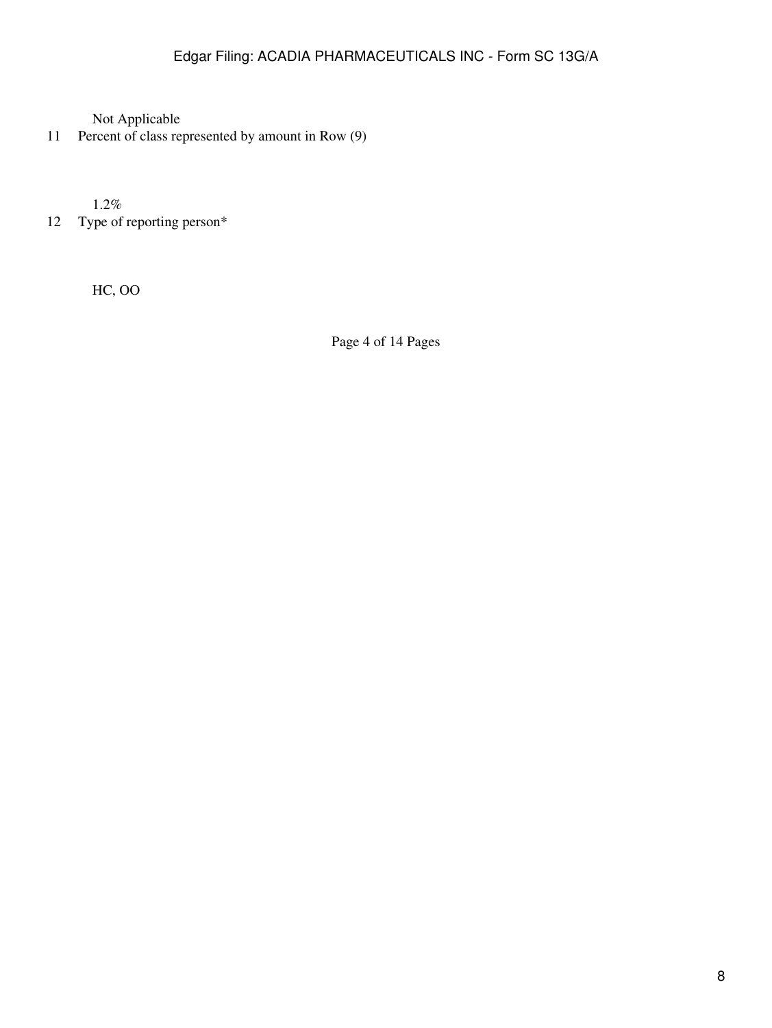Not Applicable

11 Percent of class represented by amount in Row (9)

1.2%

12 Type of reporting person*

HC, OO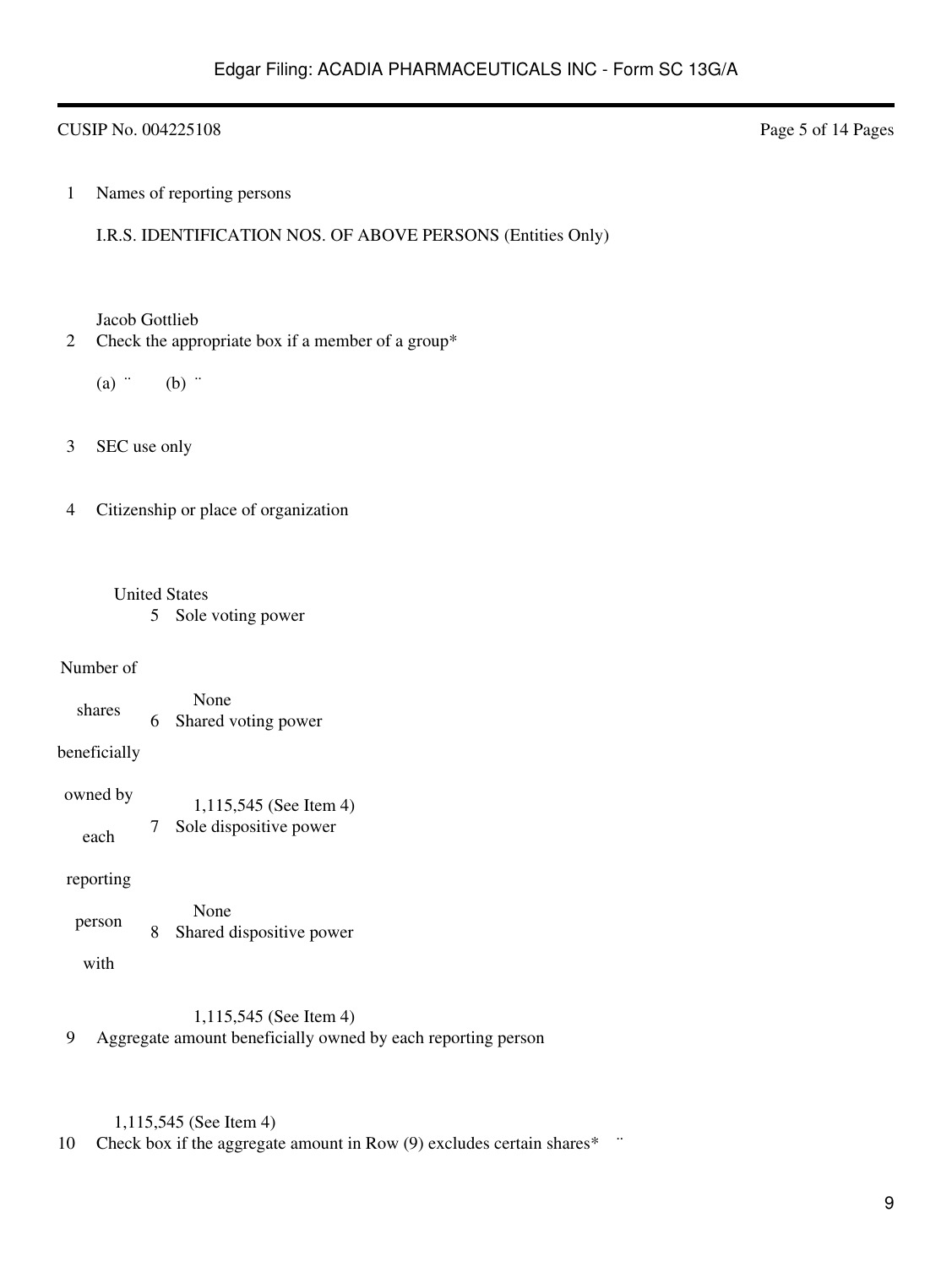CUSIP No. 004225108

| | | |
|---|---|---|
| 1 | Names of reporting persons<br><br>I.R.S. IDENTIFICATION NOS. OF ABOVE PERSONS (Entities Only)<br><br>Jacob Gottlieb | |
| 2 | Check the appropriate box if a member of a group*<br><br>(a) ¨ (b) ¨ | |
| 3 | SEC use only | |
| 4 | Citizenship or place of organization<br><br>United States | |
| Number of shares beneficially owned by each reporting person with | 5 | Sole voting power<br><br>None |
| | 6 | Shared voting power<br><br>1,115,545 (See Item 4) |
| | 7 | Sole dispositive power<br><br>None |
| | 8 | Shared dispositive power<br><br>1,115,545 (See Item 4) |
| 9 | Aggregate amount beneficially owned by each reporting person<br><br>1,115,545 (See Item 4) | |
| 10 | Check box if the aggregate amount in Row (9) excludes certain shares* ¨ | |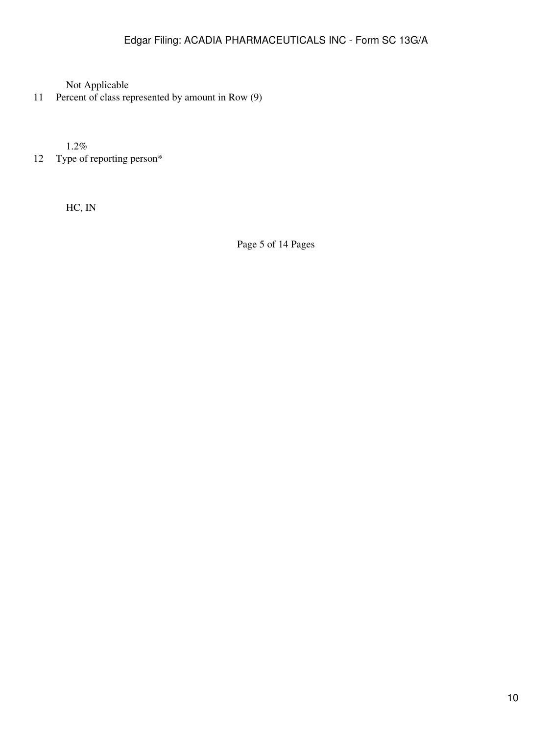Not Applicable

11 Percent of class represented by amount in Row (9)

1.2%

12 Type of reporting person*

HC, IN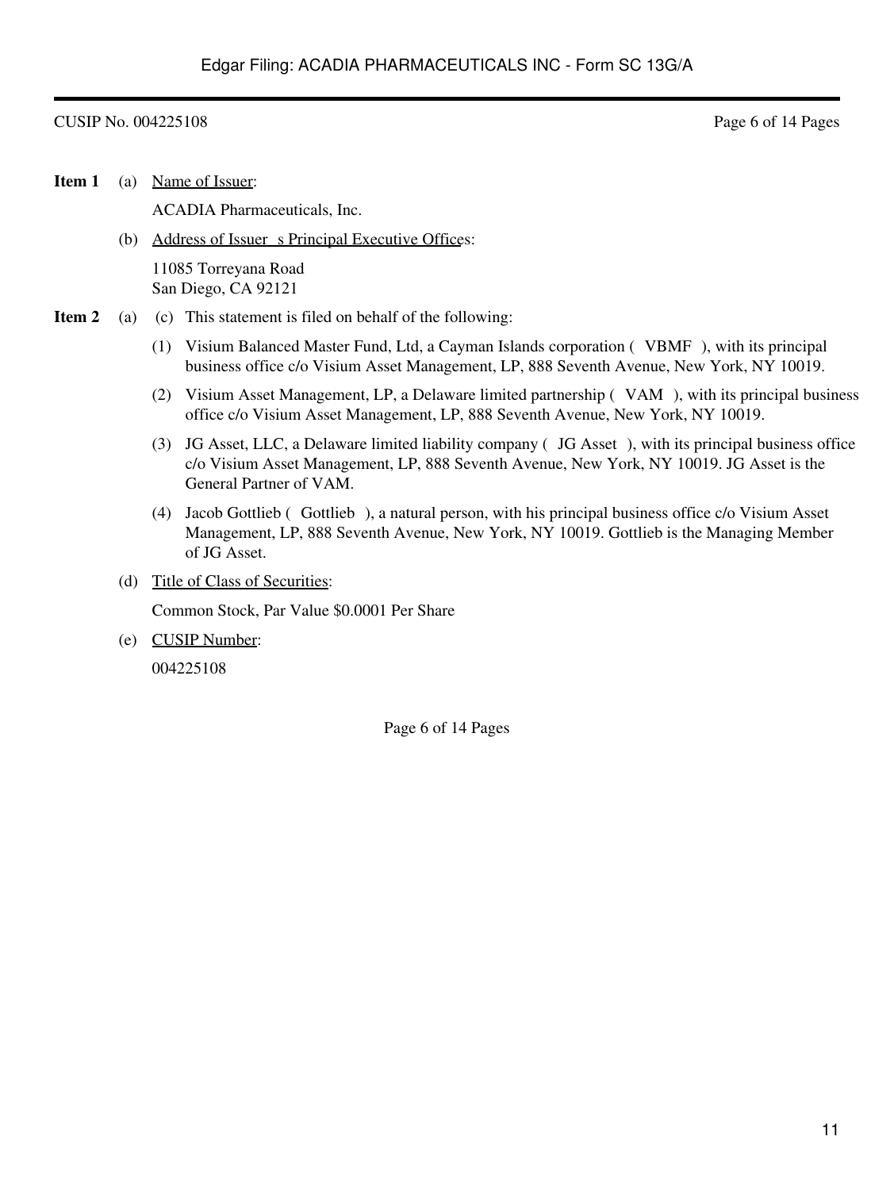CUSIP No. 004225108

**Item 1** (a) Name of Issuer:

ACADIA Pharmaceuticals, Inc.

(b) Address of Issuer s Principal Executive Offices:

11085 Torreyana Road
San Diego, CA 92121

**Item 2** (a) (c) This statement is filed on behalf of the following:

(1) Visium Balanced Master Fund, Ltd, a Cayman Islands corporation ( VBMF ), with its principal business office c/o Visium Asset Management, LP, 888 Seventh Avenue, New York, NY 10019.

(2) Visium Asset Management, LP, a Delaware limited partnership ( VAM ), with its principal business office c/o Visium Asset Management, LP, 888 Seventh Avenue, New York, NY 10019.

(3) JG Asset, LLC, a Delaware limited liability company ( JG Asset ), with its principal business office c/o Visium Asset Management, LP, 888 Seventh Avenue, New York, NY 10019. JG Asset is the General Partner of VAM.

(4) Jacob Gottlieb ( Gottlieb ), a natural person, with his principal business office c/o Visium Asset Management, LP, 888 Seventh Avenue, New York, NY 10019. Gottlieb is the Managing Member of JG Asset.

(d) Title of Class of Securities:

Common Stock, Par Value $0.0001 Per Share

(e) CUSIP Number:

004225108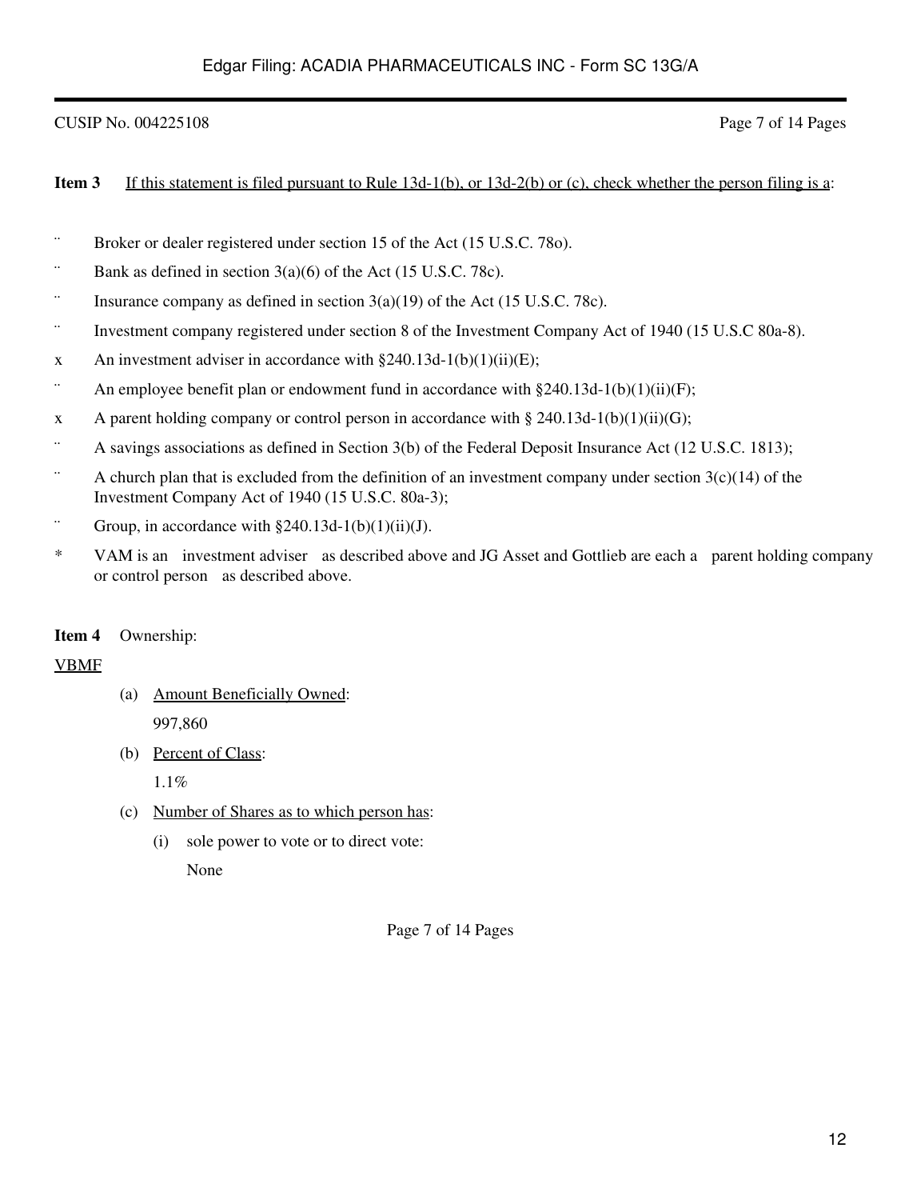CUSIP No. 004225108

**Item 3** If this statement is filed pursuant to Rule 13d-1(b), or 13d-2(b) or (c), check whether the person filing is a:

- ¨ Broker or dealer registered under section 15 of the Act (15 U.S.C. 78o).
- ¨ Bank as defined in section 3(a)(6) of the Act (15 U.S.C. 78c).
- ¨ Insurance company as defined in section 3(a)(19) of the Act (15 U.S.C. 78c).
- ¨ Investment company registered under section 8 of the Investment Company Act of 1940 (15 U.S.C 80a-8).
- x An investment adviser in accordance with §240.13d-1(b)(1)(ii)(E);
- ¨ An employee benefit plan or endowment fund in accordance with §240.13d-1(b)(1)(ii)(F);
- x A parent holding company or control person in accordance with § 240.13d-1(b)(1)(ii)(G);
- ¨ A savings associations as defined in Section 3(b) of the Federal Deposit Insurance Act (12 U.S.C. 1813);
- ¨ A church plan that is excluded from the definition of an investment company under section 3(c)(14) of the Investment Company Act of 1940 (15 U.S.C. 80a-3);
- ¨ Group, in accordance with §240.13d-1(b)(1)(ii)(J).
- * VAM is an investment adviser as described above and JG Asset and Gottlieb are each a parent holding company or control person as described above.

**Item 4** Ownership:

VBMF

(a) Amount Beneficially Owned:

997,860

(b) Percent of Class:

1.1%

(c) Number of Shares as to which person has:

(i) sole power to vote or to direct vote:

None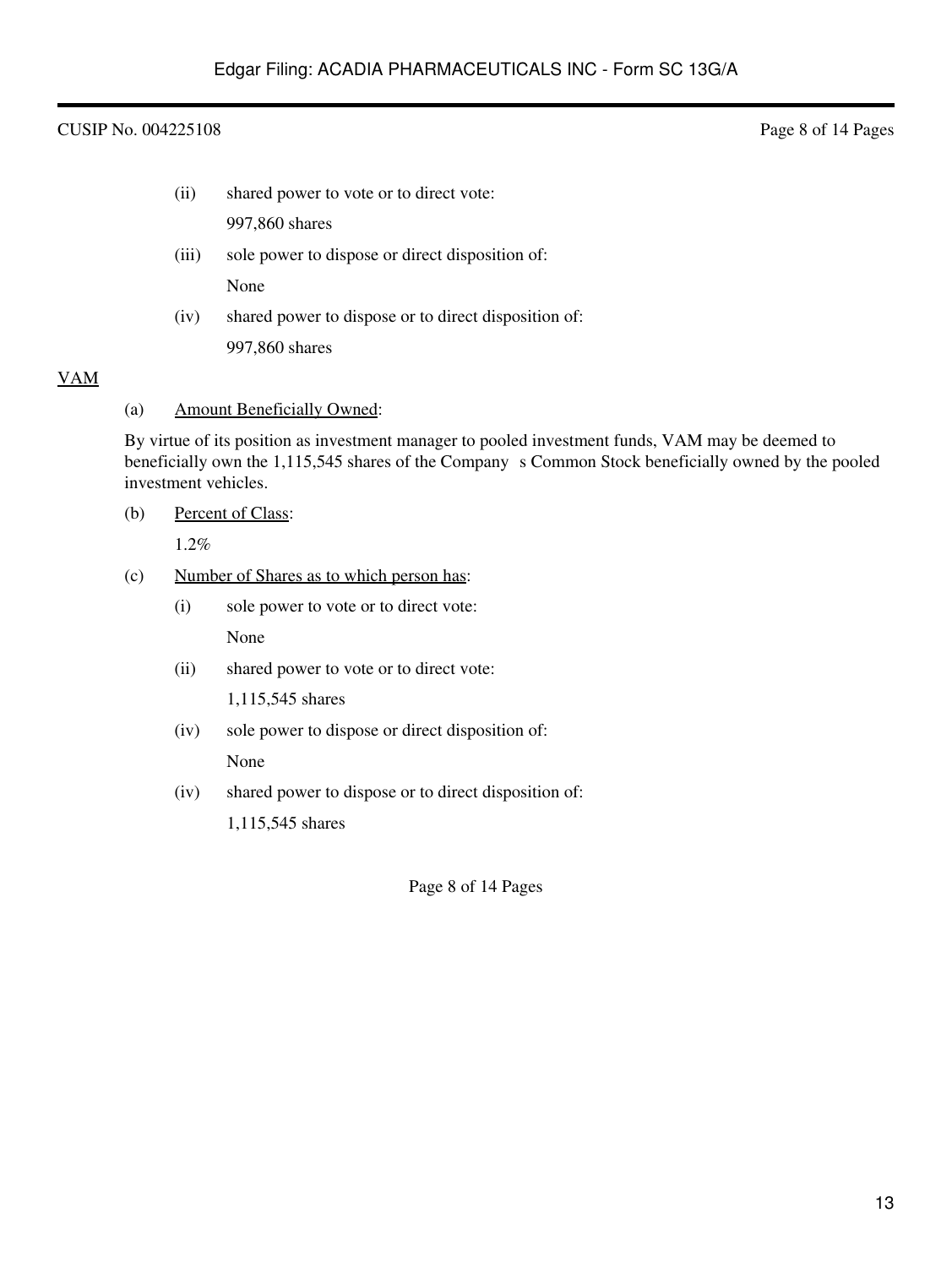(ii) shared power to vote or to direct vote:

997,860 shares

(iii) sole power to dispose or direct disposition of:

None

(iv) shared power to dispose or to direct disposition of:

997,860 shares

VAM

(a) Amount Beneficially Owned:

By virtue of its position as investment manager to pooled investment funds, VAM may be deemed to beneficially own the 1,115,545 shares of the Company s Common Stock beneficially owned by the pooled investment vehicles.

(b) Percent of Class:

1.2%

(c) Number of Shares as to which person has:

(i) sole power to vote or to direct vote:

None

(ii) shared power to vote or to direct vote:

1,115,545 shares

(iv) sole power to dispose or direct disposition of:

None

(iv) shared power to dispose or to direct disposition of:

1,115,545 shares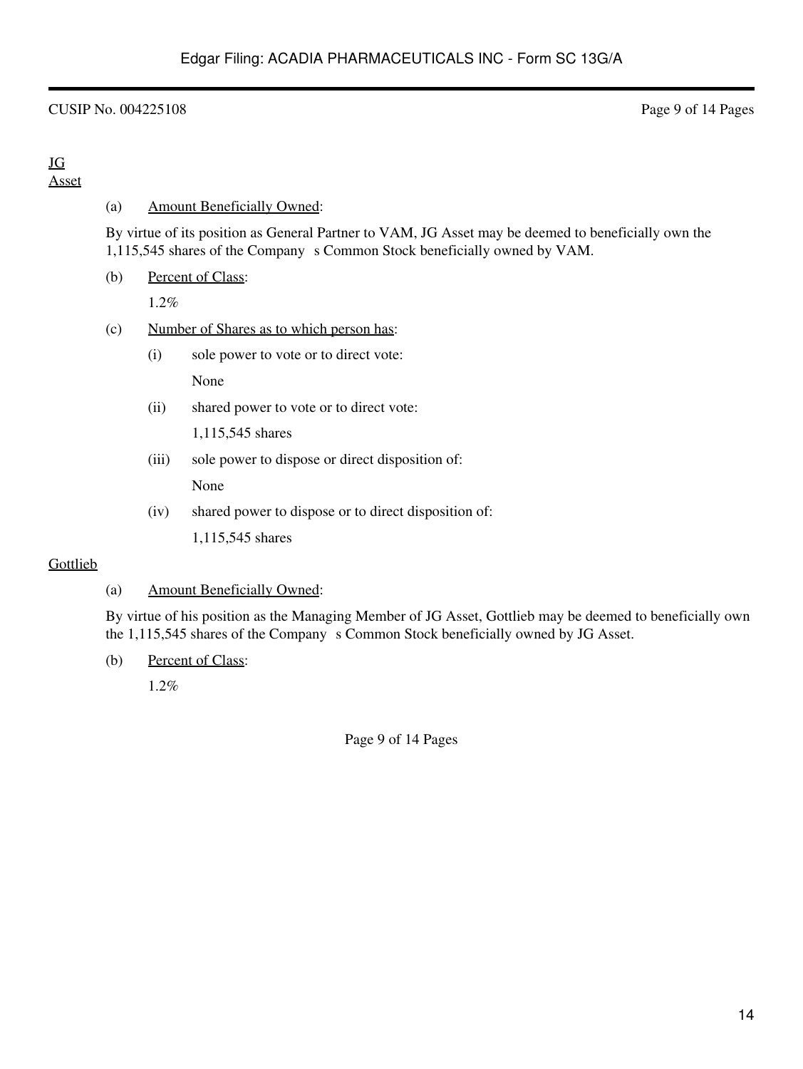<u>JG Asset</u>

(a) <u>Amount Beneficially Owned</u>:

By virtue of its position as General Partner to VAM, JG Asset may be deemed to beneficially own the 1,115,545 shares of the Company s Common Stock beneficially owned by VAM.

(b) <u>Percent of Class</u>:

1.2%

(c) <u>Number of Shares as to which person has</u>:

(i) sole power to vote or to direct vote:

None

(ii) shared power to vote or to direct vote:

1,115,545 shares

(iii) sole power to dispose or direct disposition of:

None

(iv) shared power to dispose or to direct disposition of:

1,115,545 shares

<u>Gottlieb</u>

(a) <u>Amount Beneficially Owned</u>:

By virtue of his position as the Managing Member of JG Asset, Gottlieb may be deemed to beneficially own the 1,115,545 shares of the Company s Common Stock beneficially owned by JG Asset.

(b) <u>Percent of Class</u>:

1.2%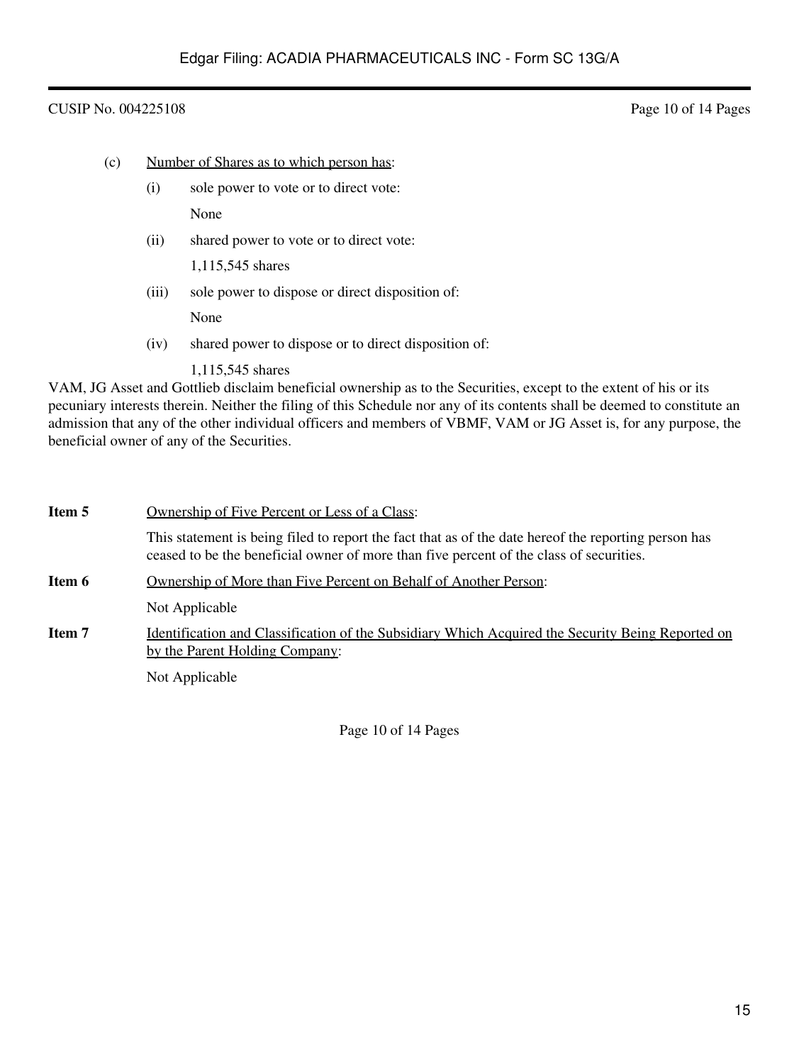CUSIP No. 004225108

(c) Number of Shares as to which person has:

(i) sole power to vote or to direct vote:

None

(ii) shared power to vote or to direct vote:

1,115,545 shares

(iii) sole power to dispose or direct disposition of:

None

(iv) shared power to dispose or to direct disposition of:

1,115,545 shares

VAM, JG Asset and Gottlieb disclaim beneficial ownership as to the Securities, except to the extent of his or its pecuniary interests therein. Neither the filing of this Schedule nor any of its contents shall be deemed to constitute an admission that any of the other individual officers and members of VBMF, VAM or JG Asset is, for any purpose, the beneficial owner of any of the Securities.

**Item 5** Ownership of Five Percent or Less of a Class:

This statement is being filed to report the fact that as of the date hereof the reporting person has ceased to be the beneficial owner of more than five percent of the class of securities.

**Item 6** Ownership of More than Five Percent on Behalf of Another Person:

Not Applicable

**Item 7** Identification and Classification of the Subsidiary Which Acquired the Security Being Reported on by the Parent Holding Company:

Not Applicable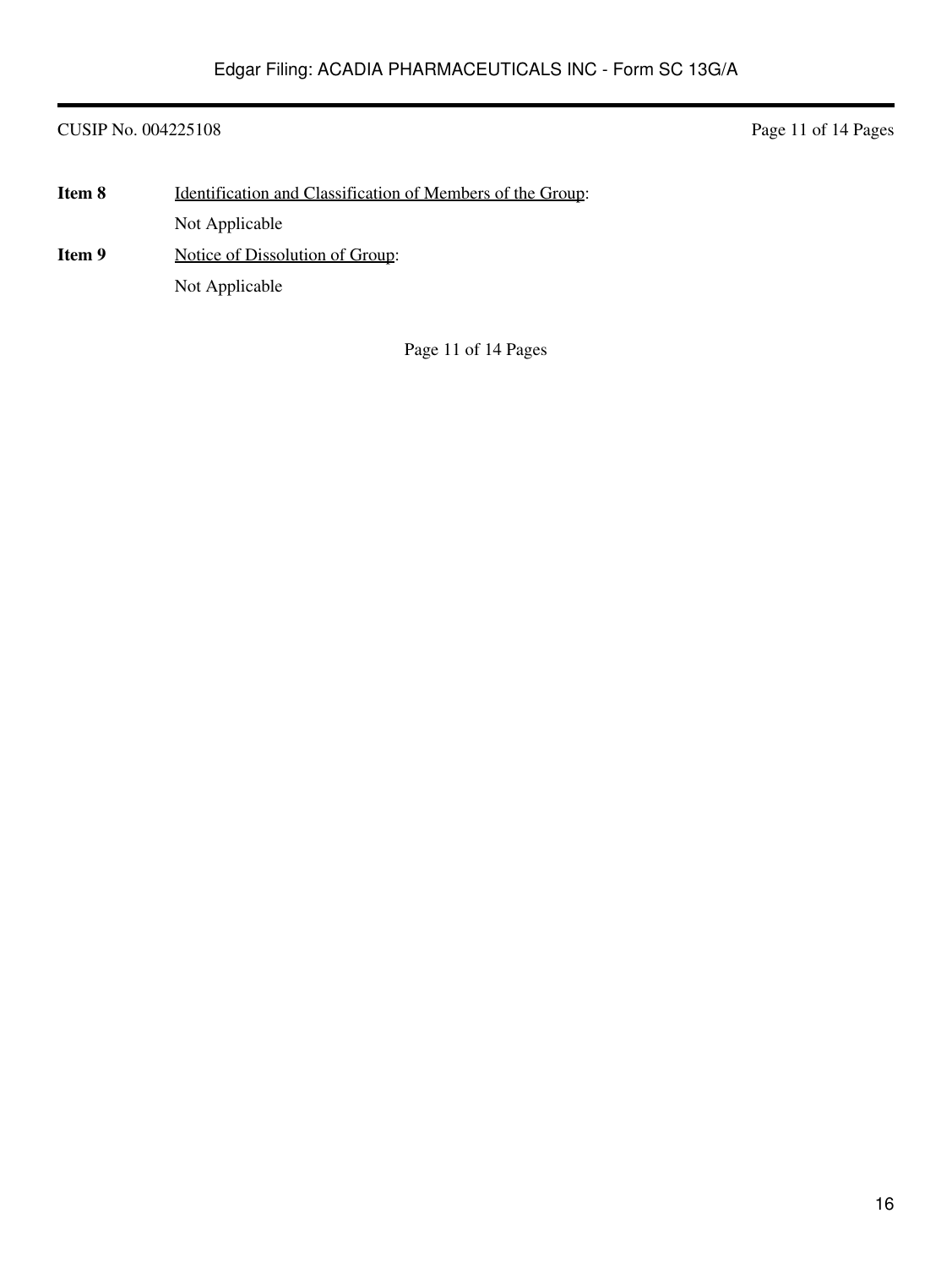**Item 8** Identification and Classification of Members of the Group:

Not Applicable

**Item 9** Notice of Dissolution of Group:

Not Applicable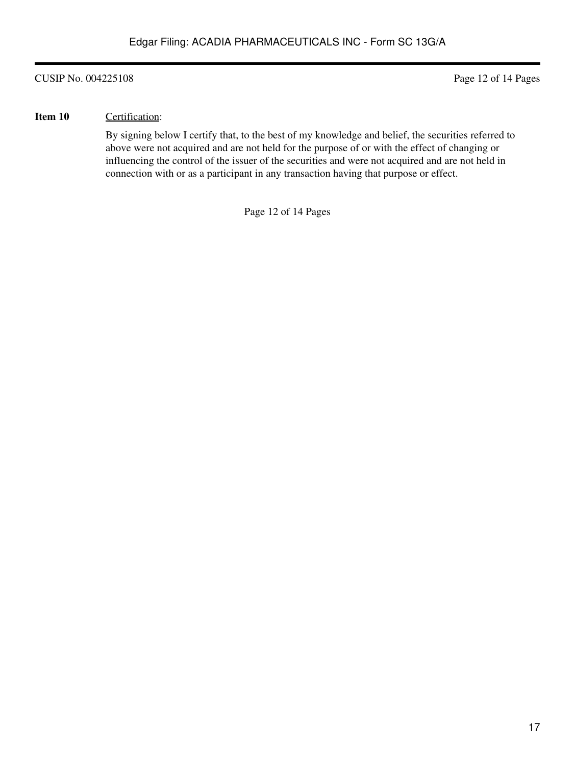CUSIP No. 004225108

**Item 10** Certification:

By signing below I certify that, to the best of my knowledge and belief, the securities referred to above were not acquired and are not held for the purpose of or with the effect of changing or influencing the control of the issuer of the securities and were not acquired and are not held in connection with or as a participant in any transaction having that purpose or effect.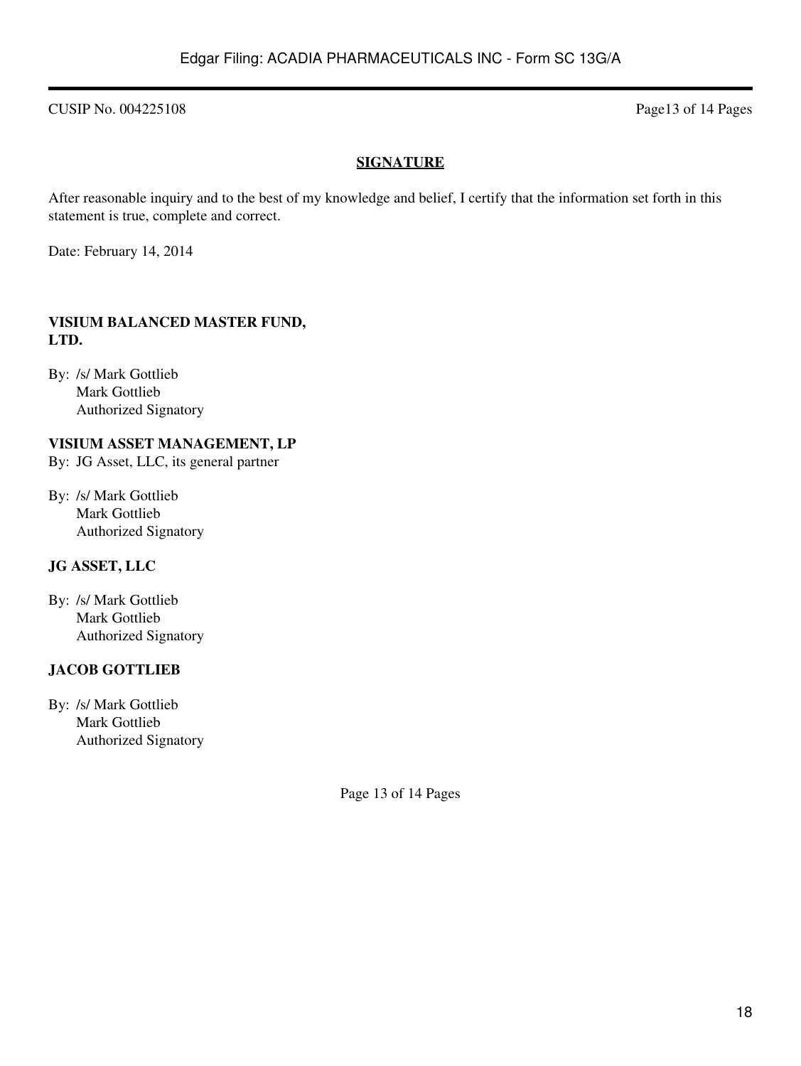CUSIP No. 004225108

## SIGNATURE

After reasonable inquiry and to the best of my knowledge and belief, I certify that the information set forth in this statement is true, complete and correct.

Date: February 14, 2014

**VISIUM BALANCED MASTER FUND, LTD.**

By: /s/ Mark Gottlieb
Mark Gottlieb
Authorized Signatory

**VISIUM ASSET MANAGEMENT, LP**
By: JG Asset, LLC, its general partner

By: /s/ Mark Gottlieb
Mark Gottlieb
Authorized Signatory

**JG ASSET, LLC**

By: /s/ Mark Gottlieb
Mark Gottlieb
Authorized Signatory

**JACOB GOTTLIEB**

By: /s/ Mark Gottlieb
Mark Gottlieb
Authorized Signatory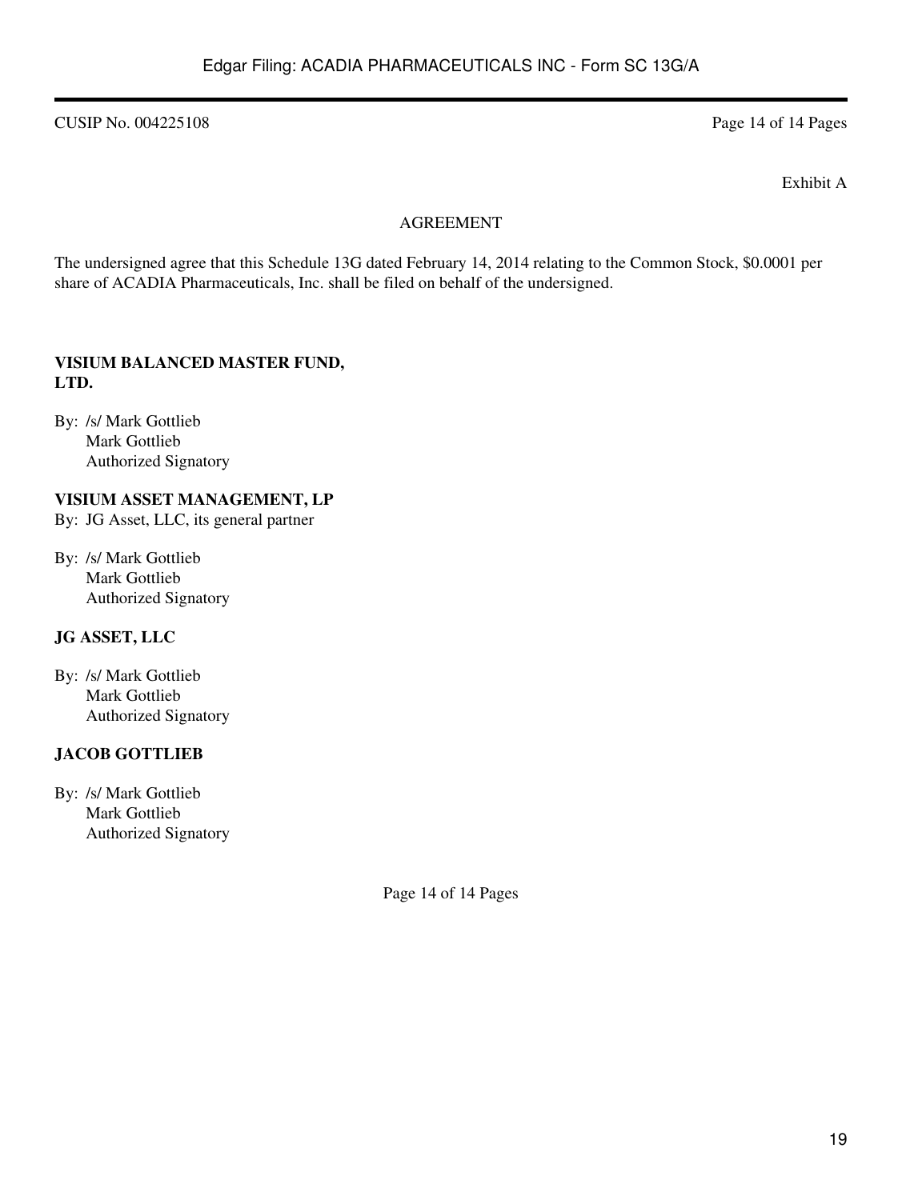CUSIP No. 004225108

Exhibit A

AGREEMENT

The undersigned agree that this Schedule 13G dated February 14, 2014 relating to the Common Stock, $0.0001 per share of ACADIA Pharmaceuticals, Inc. shall be filed on behalf of the undersigned.

**VISIUM BALANCED MASTER FUND, LTD.**

By: /s/ Mark Gottlieb
Mark Gottlieb
Authorized Signatory

**VISIUM ASSET MANAGEMENT, LP**
By: JG Asset, LLC, its general partner

By: /s/ Mark Gottlieb
Mark Gottlieb
Authorized Signatory

**JG ASSET, LLC**

By: /s/ Mark Gottlieb
Mark Gottlieb
Authorized Signatory

**JACOB GOTTLIEB**

By: /s/ Mark Gottlieb
Mark Gottlieb
Authorized Signatory